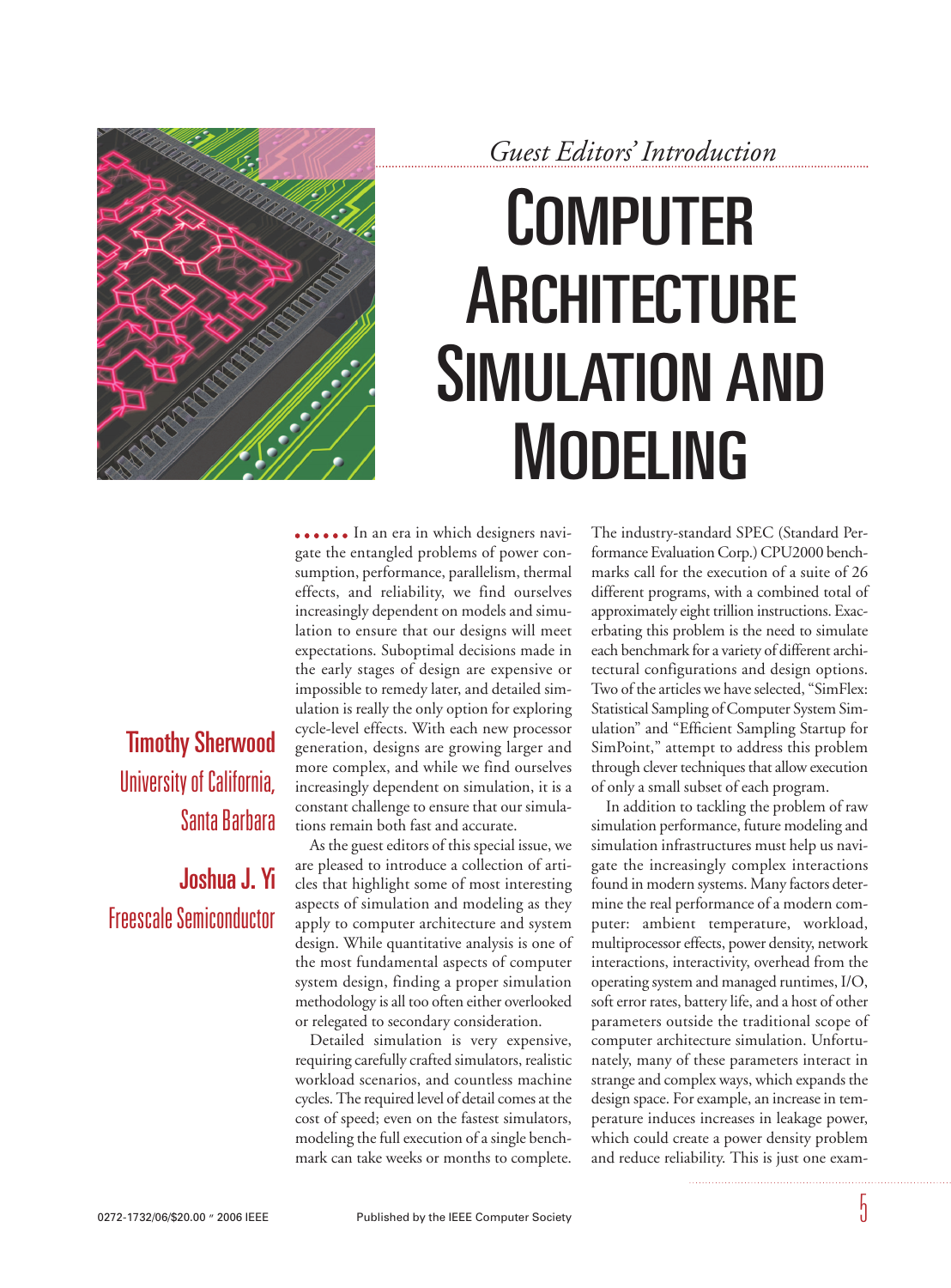*Guest Editors' Introduction*

# Computer Architecture Simulation and Modeling

**Timothy Sherwood**
University of California, Santa Barbara

**Joshua J. Yi**
Freescale Semiconductor

In an era in which designers navigate the entangled problems of power consumption, performance, parallelism, thermal effects, and reliability, we find ourselves increasingly dependent on models and simulation to ensure that our designs will meet expectations. Suboptimal decisions made in the early stages of design are expensive or impossible to remedy later, and detailed simulation is really the only option for exploring cycle-level effects. With each new processor generation, designs are growing larger and more complex, and while we find ourselves increasingly dependent on simulation, it is a constant challenge to ensure that our simulations remain both fast and accurate.

As the guest editors of this special issue, we are pleased to introduce a collection of articles that highlight some of most interesting aspects of simulation and modeling as they apply to computer architecture and system design. While quantitative analysis is one of the most fundamental aspects of computer system design, finding a proper simulation methodology is all too often either overlooked or relegated to secondary consideration.

Detailed simulation is very expensive, requiring carefully crafted simulators, realistic workload scenarios, and countless machine cycles. The required level of detail comes at the cost of speed; even on the fastest simulators, modeling the full execution of a single benchmark can take weeks or months to complete. The industry-standard SPEC (Standard Performance Evaluation Corp.) CPU2000 benchmarks call for the execution of a suite of 26 different programs, with a combined total of approximately eight trillion instructions. Exacerbating this problem is the need to simulate each benchmark for a variety of different architectural configurations and design options. Two of the articles we have selected, "SimFlex: Statistical Sampling of Computer System Simulation" and "Efficient Sampling Startup for SimPoint," attempt to address this problem through clever techniques that allow execution of only a small subset of each program.

In addition to tackling the problem of raw simulation performance, future modeling and simulation infrastructures must help us navigate the increasingly complex interactions found in modern systems. Many factors determine the real performance of a modern computer: ambient temperature, workload, multiprocessor effects, power density, network interactions, interactivity, overhead from the operating system and managed runtimes, I/O, soft error rates, battery life, and a host of other parameters outside the traditional scope of computer architecture simulation. Unfortunately, many of these parameters interact in strange and complex ways, which expands the design space. For example, an increase in temperature induces increases in leakage power, which could create a power density problem and reduce reliability. This is just one exam-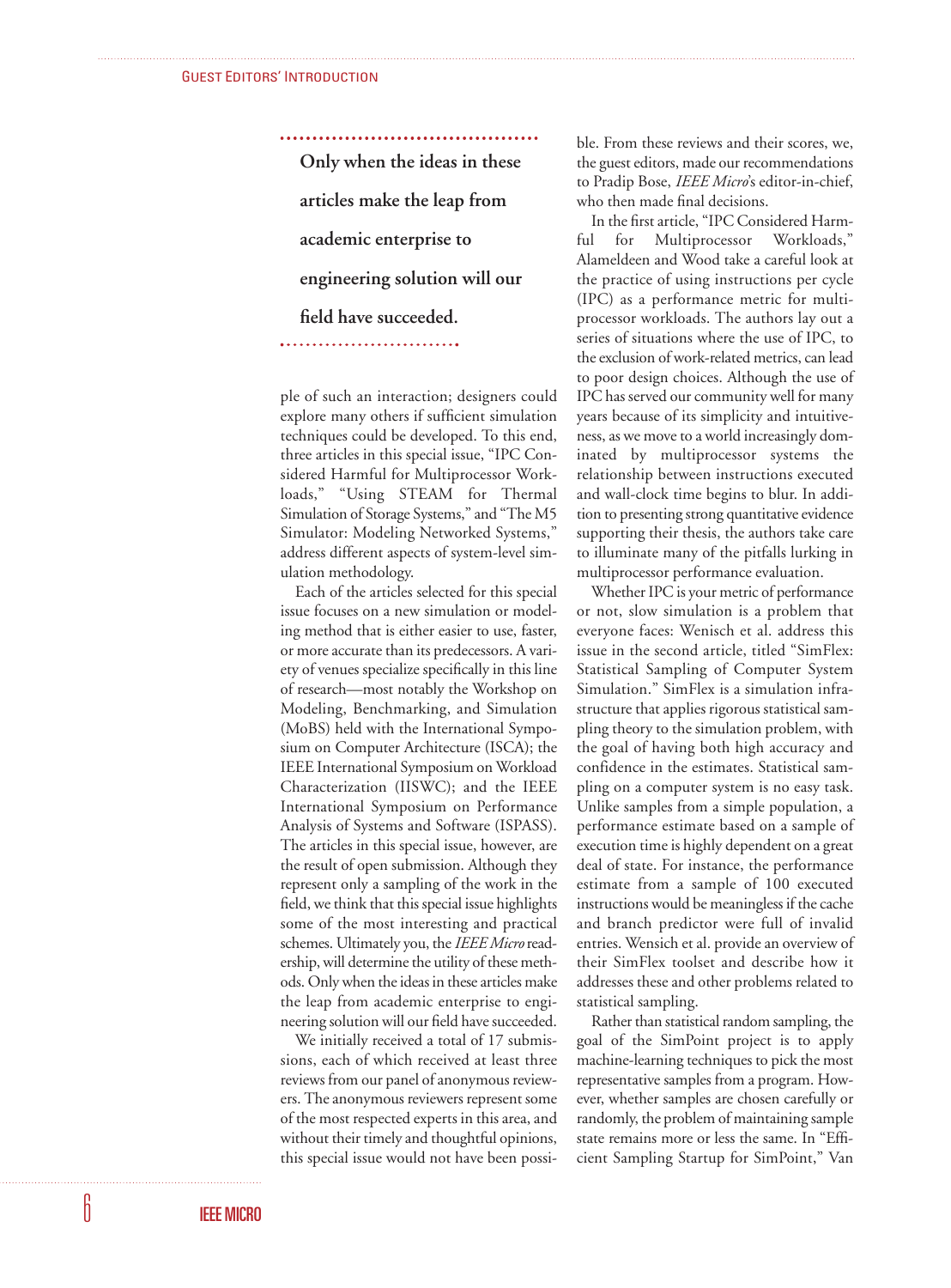ple of such an interaction; designers could explore many others if sufficient simulation techniques could be developed. To this end, three articles in this special issue, "IPC Considered Harmful for Multiprocessor Workloads," "Using STEAM for Thermal Simulation of Storage Systems," and "The M5 Simulator: Modeling Networked Systems," address different aspects of system-level simulation methodology.

Each of the articles selected for this special issue focuses on a new simulation or modeling method that is either easier to use, faster, or more accurate than its predecessors. A variety of venues specialize specifically in this line of research—most notably the Workshop on Modeling, Benchmarking, and Simulation (MoBS) held with the International Symposium on Computer Architecture (ISCA); the IEEE International Symposium on Workload Characterization (IISWC); and the IEEE International Symposium on Performance Analysis of Systems and Software (ISPASS). The articles in this special issue, however, are the result of open submission. Although they represent only a sampling of the work in the field, we think that this special issue highlights some of the most interesting and practical schemes. Ultimately you, the *IEEE Micro* readership, will determine the utility of these methods. Only when the ideas in these articles make the leap from academic enterprise to engineering solution will our field have succeeded.

**Only when the ideas in these articles make the leap from academic enterprise to engineering solution will our field have succeeded.**

We initially received a total of 17 submissions, each of which received at least three reviews from our panel of anonymous reviewers. The anonymous reviewers represent some of the most respected experts in this area, and without their timely and thoughtful opinions, this special issue would not have been possible. From these reviews and their scores, we, the guest editors, made our recommendations to Pradip Bose, *IEEE Micro*'s editor-in-chief, who then made final decisions.

In the first article, "IPC Considered Harmful for Multiprocessor Workloads," Alameldeen and Wood take a careful look at the practice of using instructions per cycle (IPC) as a performance metric for multiprocessor workloads. The authors lay out a series of situations where the use of IPC, to the exclusion of work-related metrics, can lead to poor design choices. Although the use of IPC has served our community well for many years because of its simplicity and intuitiveness, as we move to a world increasingly dominated by multiprocessor systems the relationship between instructions executed and wall-clock time begins to blur. In addition to presenting strong quantitative evidence supporting their thesis, the authors take care to illuminate many of the pitfalls lurking in multiprocessor performance evaluation.

Whether IPC is your metric of performance or not, slow simulation is a problem that everyone faces: Wenisch et al. address this issue in the second article, titled "SimFlex: Statistical Sampling of Computer System Simulation." SimFlex is a simulation infrastructure that applies rigorous statistical sampling theory to the simulation problem, with the goal of having both high accuracy and confidence in the estimates. Statistical sampling on a computer system is no easy task. Unlike samples from a simple population, a performance estimate based on a sample of execution time is highly dependent on a great deal of state. For instance, the performance estimate from a sample of 100 executed instructions would be meaningless if the cache and branch predictor were full of invalid entries. Wensich et al. provide an overview of their SimFlex toolset and describe how it addresses these and other problems related to statistical sampling.

Rather than statistical random sampling, the goal of the SimPoint project is to apply machine-learning techniques to pick the most representative samples from a program. However, whether samples are chosen carefully or randomly, the problem of maintaining sample state remains more or less the same. In "Efficient Sampling Startup for SimPoint," Van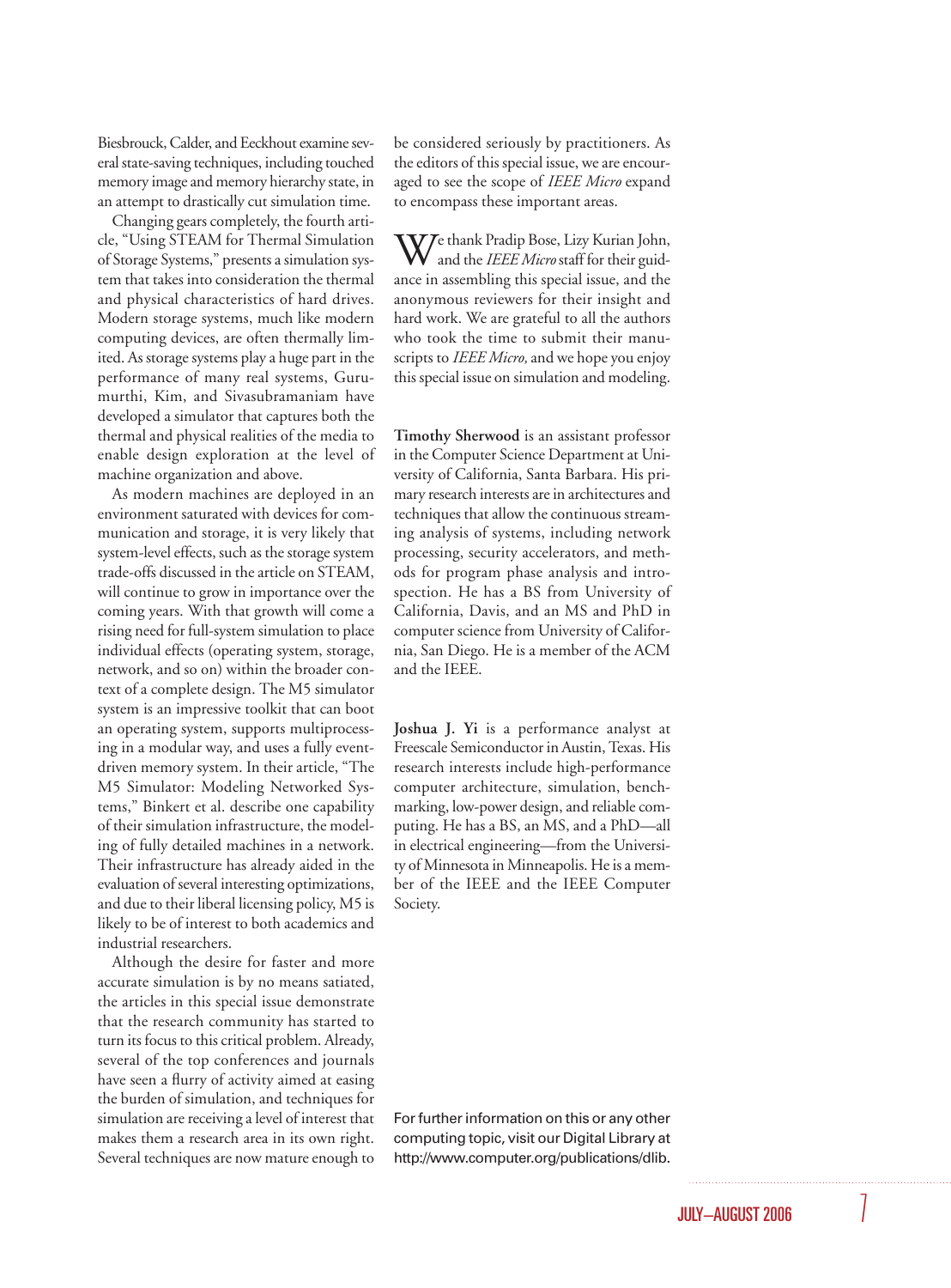Biesbrouck, Calder, and Eeckhout examine several state-saving techniques, including touched memory image and memory hierarchy state, in an attempt to drastically cut simulation time.

Changing gears completely, the fourth article, "Using STEAM for Thermal Simulation of Storage Systems," presents a simulation system that takes into consideration the thermal and physical characteristics of hard drives. Modern storage systems, much like modern computing devices, are often thermally limited. As storage systems play a huge part in the performance of many real systems, Gurumurthi, Kim, and Sivasubramaniam have developed a simulator that captures both the thermal and physical realities of the media to enable design exploration at the level of machine organization and above.

As modern machines are deployed in an environment saturated with devices for communication and storage, it is very likely that system-level effects, such as the storage system trade-offs discussed in the article on STEAM, will continue to grow in importance over the coming years. With that growth will come a rising need for full-system simulation to place individual effects (operating system, storage, network, and so on) within the broader context of a complete design. The M5 simulator system is an impressive toolkit that can boot an operating system, supports multiprocessing in a modular way, and uses a fully event-driven memory system. In their article, "The M5 Simulator: Modeling Networked Systems," Binkert et al. describe one capability of their simulation infrastructure, the modeling of fully detailed machines in a network. Their infrastructure has already aided in the evaluation of several interesting optimizations, and due to their liberal licensing policy, M5 is likely to be of interest to both academics and industrial researchers.

Although the desire for faster and more accurate simulation is by no means satiated, the articles in this special issue demonstrate that the research community has started to turn its focus to this critical problem. Already, several of the top conferences and journals have seen a flurry of activity aimed at easing the burden of simulation, and techniques for simulation are receiving a level of interest that makes them a research area in its own right. Several techniques are now mature enough to be considered seriously by practitioners. As the editors of this special issue, we are encouraged to see the scope of *IEEE Micro* expand to encompass these important areas.

We thank Pradip Bose, Lizy Kurian John, and the *IEEE Micro* staff for their guidance in assembling this special issue, and the anonymous reviewers for their insight and hard work. We are grateful to all the authors who took the time to submit their manuscripts to *IEEE Micro,* and we hope you enjoy this special issue on simulation and modeling.

**Timothy Sherwood** is an assistant professor in the Computer Science Department at University of California, Santa Barbara. His primary research interests are in architectures and techniques that allow the continuous streaming analysis of systems, including network processing, security accelerators, and methods for program phase analysis and introspection. He has a BS from University of California, Davis, and an MS and PhD in computer science from University of California, San Diego. He is a member of the ACM and the IEEE.

**Joshua J. Yi** is a performance analyst at Freescale Semiconductor in Austin, Texas. His research interests include high-performance computer architecture, simulation, benchmarking, low-power design, and reliable computing. He has a BS, an MS, and a PhD—all in electrical engineering—from the University of Minnesota in Minneapolis. He is a member of the IEEE and the IEEE Computer Society.

For further information on this or any other computing topic, visit our Digital Library at http://www.computer.org/publications/dlib.